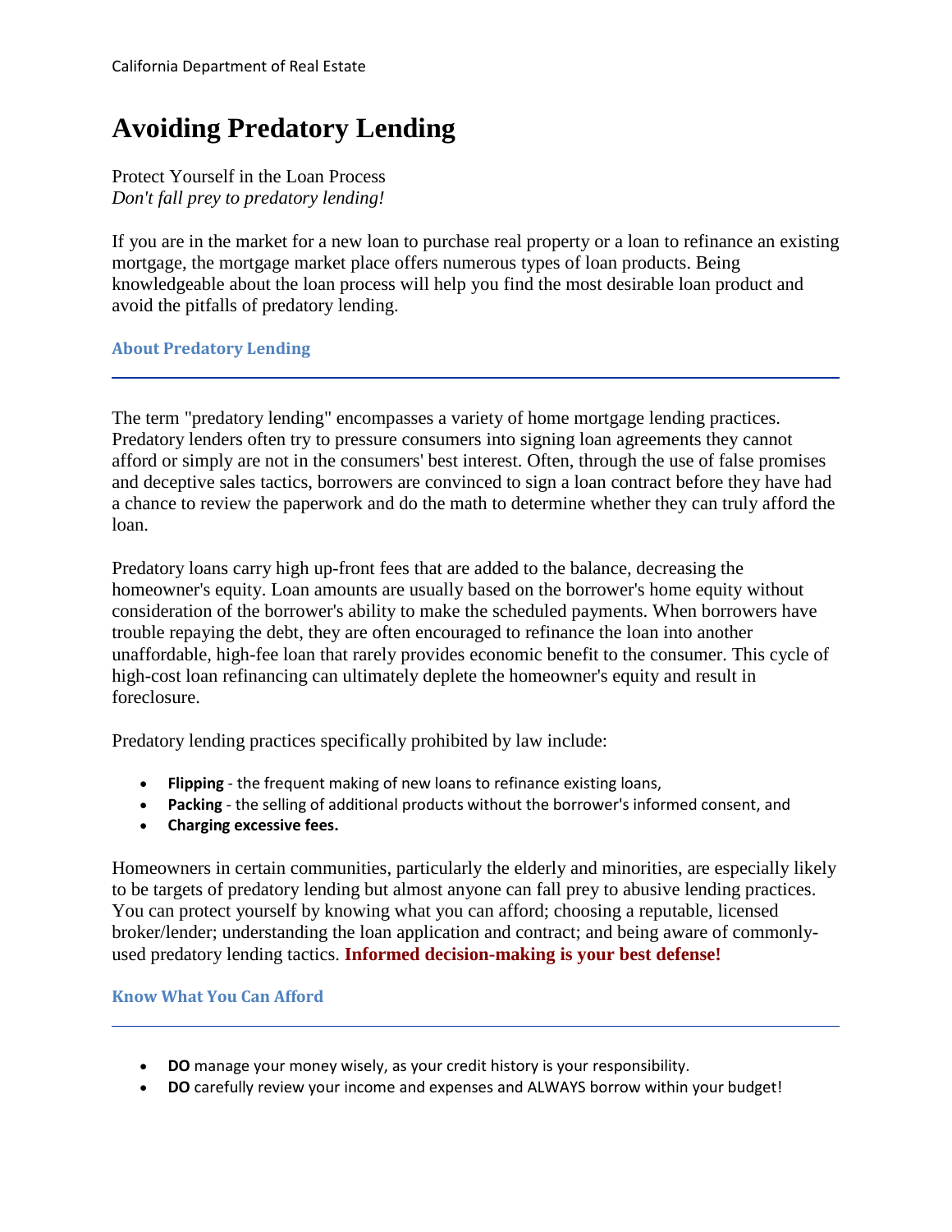California Department of Real Estate

# Avoiding Predatory Lending

Protect Yourself in the Loan Process
*Don't fall prey to predatory lending!*

If you are in the market for a new loan to purchase real property or a loan to refinance an existing mortgage, the mortgage market place offers numerous types of loan products. Being knowledgeable about the loan process will help you find the most desirable loan product and avoid the pitfalls of predatory lending.

## About Predatory Lending

The term "predatory lending" encompasses a variety of home mortgage lending practices. Predatory lenders often try to pressure consumers into signing loan agreements they cannot afford or simply are not in the consumers' best interest. Often, through the use of false promises and deceptive sales tactics, borrowers are convinced to sign a loan contract before they have had a chance to review the paperwork and do the math to determine whether they can truly afford the loan.

Predatory loans carry high up-front fees that are added to the balance, decreasing the homeowner's equity. Loan amounts are usually based on the borrower's home equity without consideration of the borrower's ability to make the scheduled payments. When borrowers have trouble repaying the debt, they are often encouraged to refinance the loan into another unaffordable, high-fee loan that rarely provides economic benefit to the consumer. This cycle of high-cost loan refinancing can ultimately deplete the homeowner's equity and result in foreclosure.

Predatory lending practices specifically prohibited by law include:

- **Flipping** - the frequent making of new loans to refinance existing loans,
- **Packing** - the selling of additional products without the borrower's informed consent, and
- **Charging excessive fees.**

Homeowners in certain communities, particularly the elderly and minorities, are especially likely to be targets of predatory lending but almost anyone can fall prey to abusive lending practices. You can protect yourself by knowing what you can afford; choosing a reputable, licensed broker/lender; understanding the loan application and contract; and being aware of commonly-used predatory lending tactics. **Informed decision-making is your best defense!**

## Know What You Can Afford

- **DO** manage your money wisely, as your credit history is your responsibility.
- **DO** carefully review your income and expenses and ALWAYS borrow within your budget!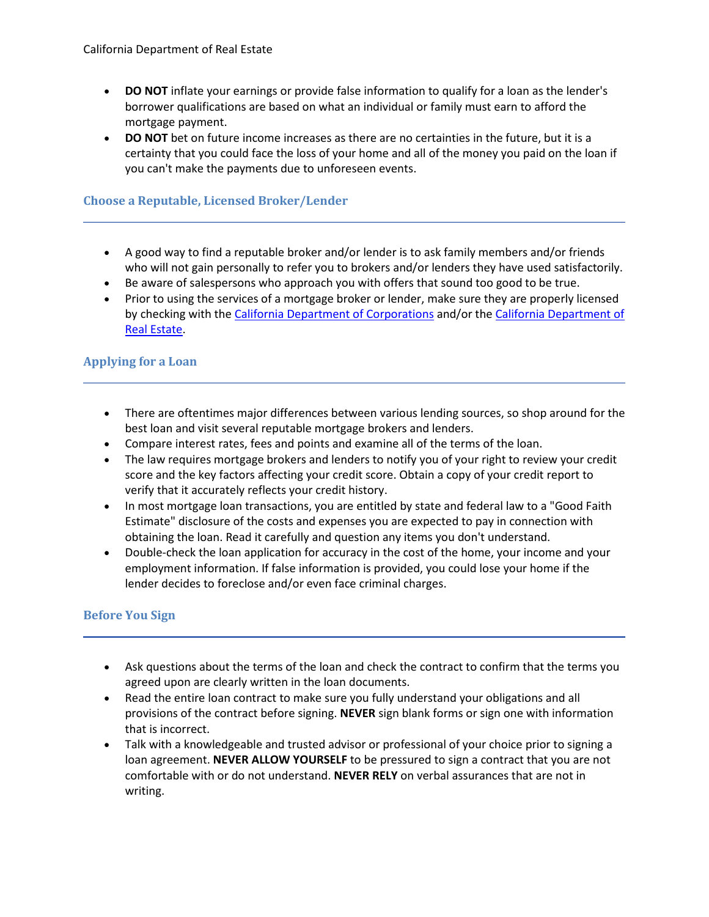- **DO NOT** inflate your earnings or provide false information to qualify for a loan as the lender's borrower qualifications are based on what an individual or family must earn to afford the mortgage payment.
- **DO NOT** bet on future income increases as there are no certainties in the future, but it is a certainty that you could face the loss of your home and all of the money you paid on the loan if you can't make the payments due to unforeseen events.

### Choose a Reputable, Licensed Broker/Lender

- A good way to find a reputable broker and/or lender is to ask family members and/or friends who will not gain personally to refer you to brokers and/or lenders they have used satisfactorily.
- Be aware of salespersons who approach you with offers that sound too good to be true.
- Prior to using the services of a mortgage broker or lender, make sure they are properly licensed by checking with the California Department of Corporations and/or the California Department of Real Estate.

### Applying for a Loan

- There are oftentimes major differences between various lending sources, so shop around for the best loan and visit several reputable mortgage brokers and lenders.
- Compare interest rates, fees and points and examine all of the terms of the loan.
- The law requires mortgage brokers and lenders to notify you of your right to review your credit score and the key factors affecting your credit score. Obtain a copy of your credit report to verify that it accurately reflects your credit history.
- In most mortgage loan transactions, you are entitled by state and federal law to a "Good Faith Estimate" disclosure of the costs and expenses you are expected to pay in connection with obtaining the loan. Read it carefully and question any items you don't understand.
- Double-check the loan application for accuracy in the cost of the home, your income and your employment information. If false information is provided, you could lose your home if the lender decides to foreclose and/or even face criminal charges.

### Before You Sign

- Ask questions about the terms of the loan and check the contract to confirm that the terms you agreed upon are clearly written in the loan documents.
- Read the entire loan contract to make sure you fully understand your obligations and all provisions of the contract before signing. **NEVER** sign blank forms or sign one with information that is incorrect.
- Talk with a knowledgeable and trusted advisor or professional of your choice prior to signing a loan agreement. **NEVER ALLOW YOURSELF** to be pressured to sign a contract that you are not comfortable with or do not understand. **NEVER RELY** on verbal assurances that are not in writing.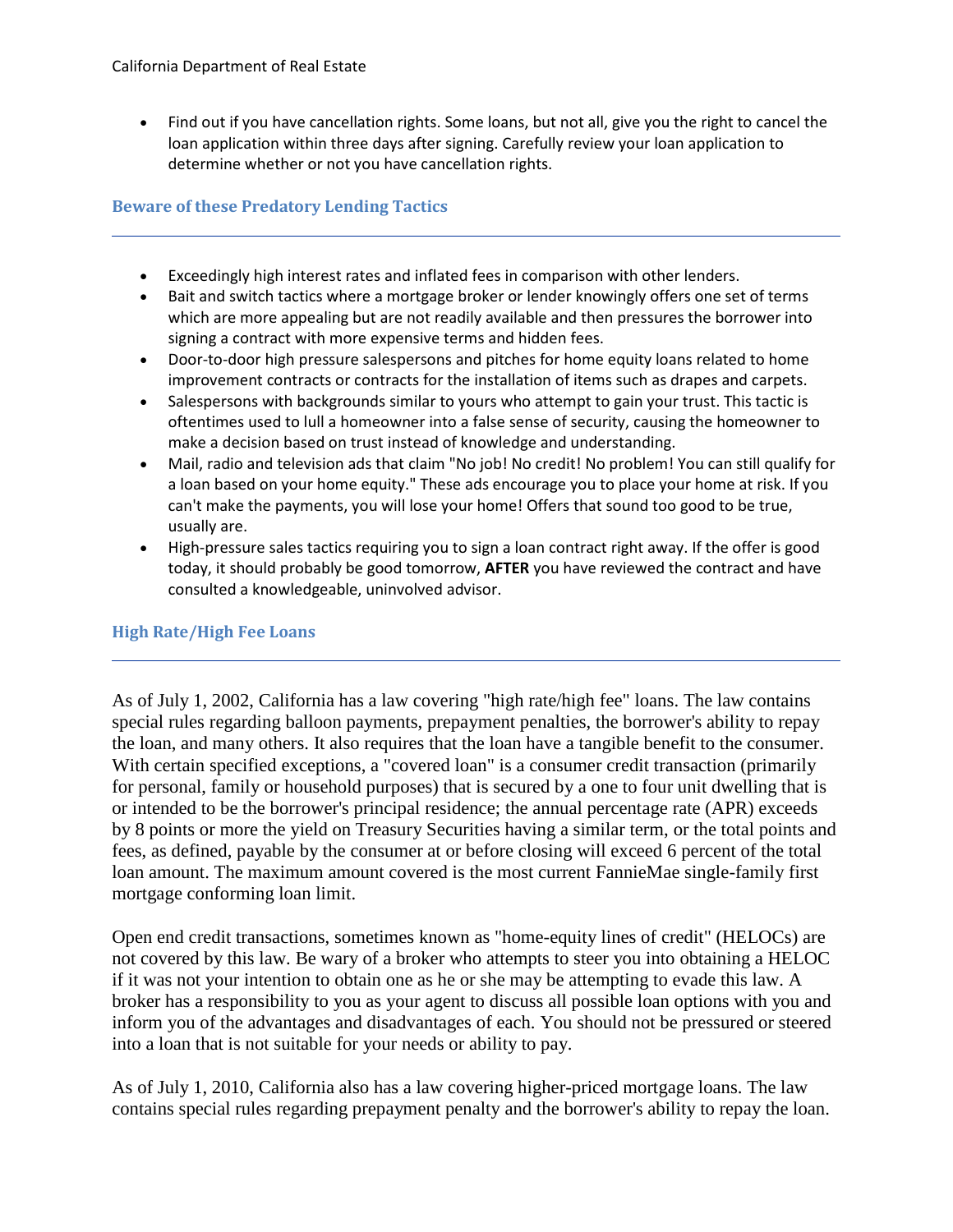- Find out if you have cancellation rights. Some loans, but not all, give you the right to cancel the loan application within three days after signing. Carefully review your loan application to determine whether or not you have cancellation rights.

### Beware of these Predatory Lending Tactics

- Exceedingly high interest rates and inflated fees in comparison with other lenders.
- Bait and switch tactics where a mortgage broker or lender knowingly offers one set of terms which are more appealing but are not readily available and then pressures the borrower into signing a contract with more expensive terms and hidden fees.
- Door-to-door high pressure salespersons and pitches for home equity loans related to home improvement contracts or contracts for the installation of items such as drapes and carpets.
- Salespersons with backgrounds similar to yours who attempt to gain your trust. This tactic is oftentimes used to lull a homeowner into a false sense of security, causing the homeowner to make a decision based on trust instead of knowledge and understanding.
- Mail, radio and television ads that claim "No job! No credit! No problem! You can still qualify for a loan based on your home equity." These ads encourage you to place your home at risk. If you can't make the payments, you will lose your home! Offers that sound too good to be true, usually are.
- High-pressure sales tactics requiring you to sign a loan contract right away. If the offer is good today, it should probably be good tomorrow, **AFTER** you have reviewed the contract and have consulted a knowledgeable, uninvolved advisor.

### High Rate/High Fee Loans

As of July 1, 2002, California has a law covering "high rate/high fee" loans. The law contains special rules regarding balloon payments, prepayment penalties, the borrower's ability to repay the loan, and many others. It also requires that the loan have a tangible benefit to the consumer. With certain specified exceptions, a "covered loan" is a consumer credit transaction (primarily for personal, family or household purposes) that is secured by a one to four unit dwelling that is or intended to be the borrower's principal residence; the annual percentage rate (APR) exceeds by 8 points or more the yield on Treasury Securities having a similar term, or the total points and fees, as defined, payable by the consumer at or before closing will exceed 6 percent of the total loan amount. The maximum amount covered is the most current FannieMae single-family first mortgage conforming loan limit.

Open end credit transactions, sometimes known as "home-equity lines of credit" (HELOCs) are not covered by this law. Be wary of a broker who attempts to steer you into obtaining a HELOC if it was not your intention to obtain one as he or she may be attempting to evade this law. A broker has a responsibility to you as your agent to discuss all possible loan options with you and inform you of the advantages and disadvantages of each. You should not be pressured or steered into a loan that is not suitable for your needs or ability to pay.

As of July 1, 2010, California also has a law covering higher-priced mortgage loans. The law contains special rules regarding prepayment penalty and the borrower's ability to repay the loan.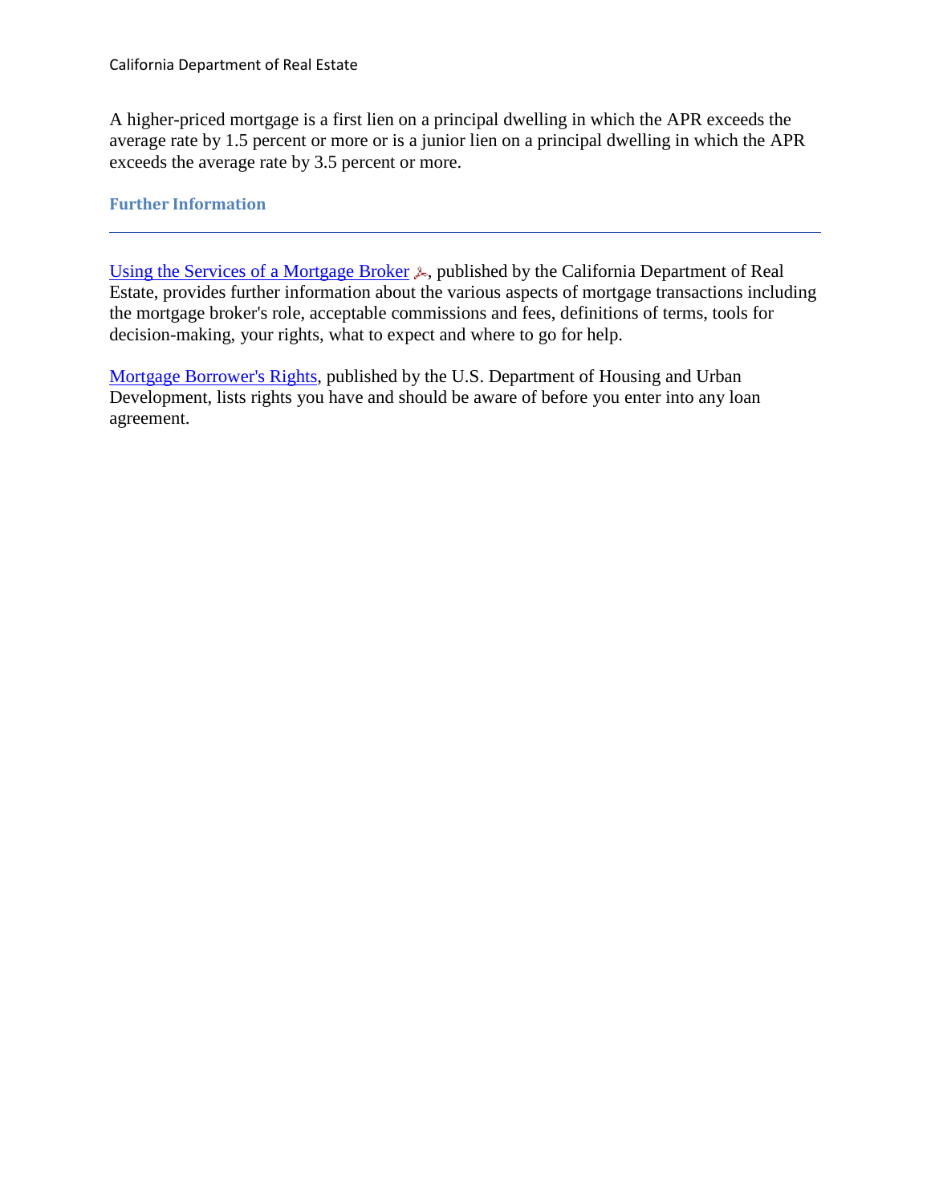A higher-priced mortgage is a first lien on a principal dwelling in which the APR exceeds the average rate by 1.5 percent or more or is a junior lien on a principal dwelling in which the APR exceeds the average rate by 3.5 percent or more.

## Further Information

---

Using the Services of a Mortgage Broker, published by the California Department of Real Estate, provides further information about the various aspects of mortgage transactions including the mortgage broker's role, acceptable commissions and fees, definitions of terms, tools for decision-making, your rights, what to expect and where to go for help.

Mortgage Borrower's Rights, published by the U.S. Department of Housing and Urban Development, lists rights you have and should be aware of before you enter into any loan agreement.